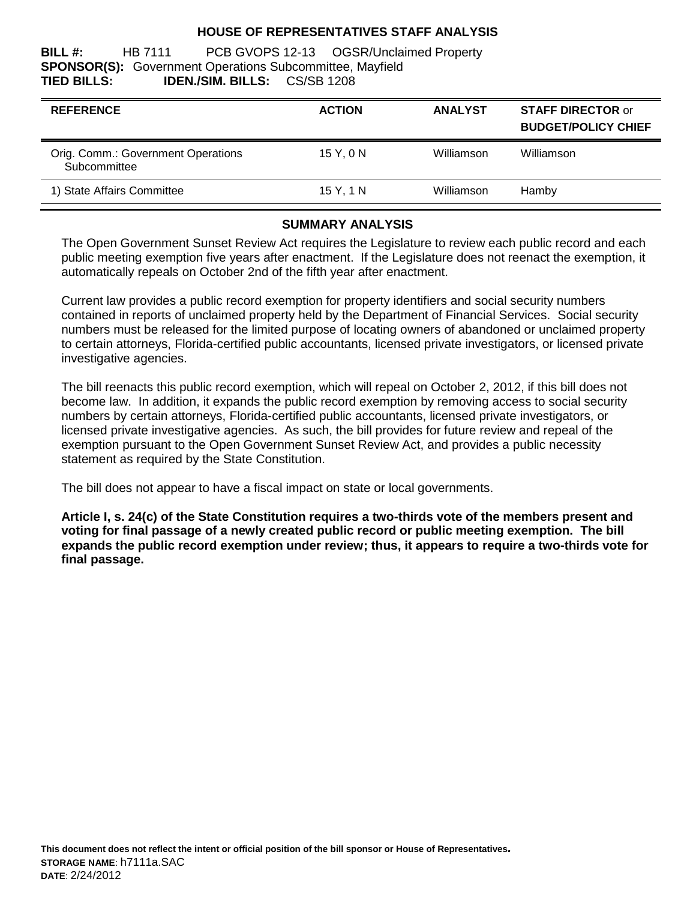## HOUSE OF REPRESENTATIVES STAFF ANALYSIS

**BILL #:** HB 7111 PCB GVOPS 12-13 OGSR/Unclaimed Property
**SPONSOR(S):** Government Operations Subcommittee, Mayfield
**TIED BILLS:** **IDEN./SIM. BILLS:** CS/SB 1208

| REFERENCE | ACTION | ANALYST | STAFF DIRECTOR or BUDGET/POLICY CHIEF |
|---|---|---|---|
| Orig. Comm.: Government Operations Subcommittee | 15 Y, 0 N | Williamson | Williamson |
| 1) State Affairs Committee | 15 Y, 1 N | Williamson | Hamby |

### SUMMARY ANALYSIS

The Open Government Sunset Review Act requires the Legislature to review each public record and each public meeting exemption five years after enactment. If the Legislature does not reenact the exemption, it automatically repeals on October 2nd of the fifth year after enactment.

Current law provides a public record exemption for property identifiers and social security numbers contained in reports of unclaimed property held by the Department of Financial Services. Social security numbers must be released for the limited purpose of locating owners of abandoned or unclaimed property to certain attorneys, Florida-certified public accountants, licensed private investigators, or licensed private investigative agencies.

The bill reenacts this public record exemption, which will repeal on October 2, 2012, if this bill does not become law. In addition, it expands the public record exemption by removing access to social security numbers by certain attorneys, Florida-certified public accountants, licensed private investigators, or licensed private investigative agencies. As such, the bill provides for future review and repeal of the exemption pursuant to the Open Government Sunset Review Act, and provides a public necessity statement as required by the State Constitution.

The bill does not appear to have a fiscal impact on state or local governments.

**Article I, s. 24(c) of the State Constitution requires a two-thirds vote of the members present and voting for final passage of a newly created public record or public meeting exemption. The bill expands the public record exemption under review; thus, it appears to require a two-thirds vote for final passage.**

**This document does not reflect the intent or official position of the bill sponsor or House of Representatives.**
**STORAGE NAME**: h7111a.SAC
**DATE**: 2/24/2012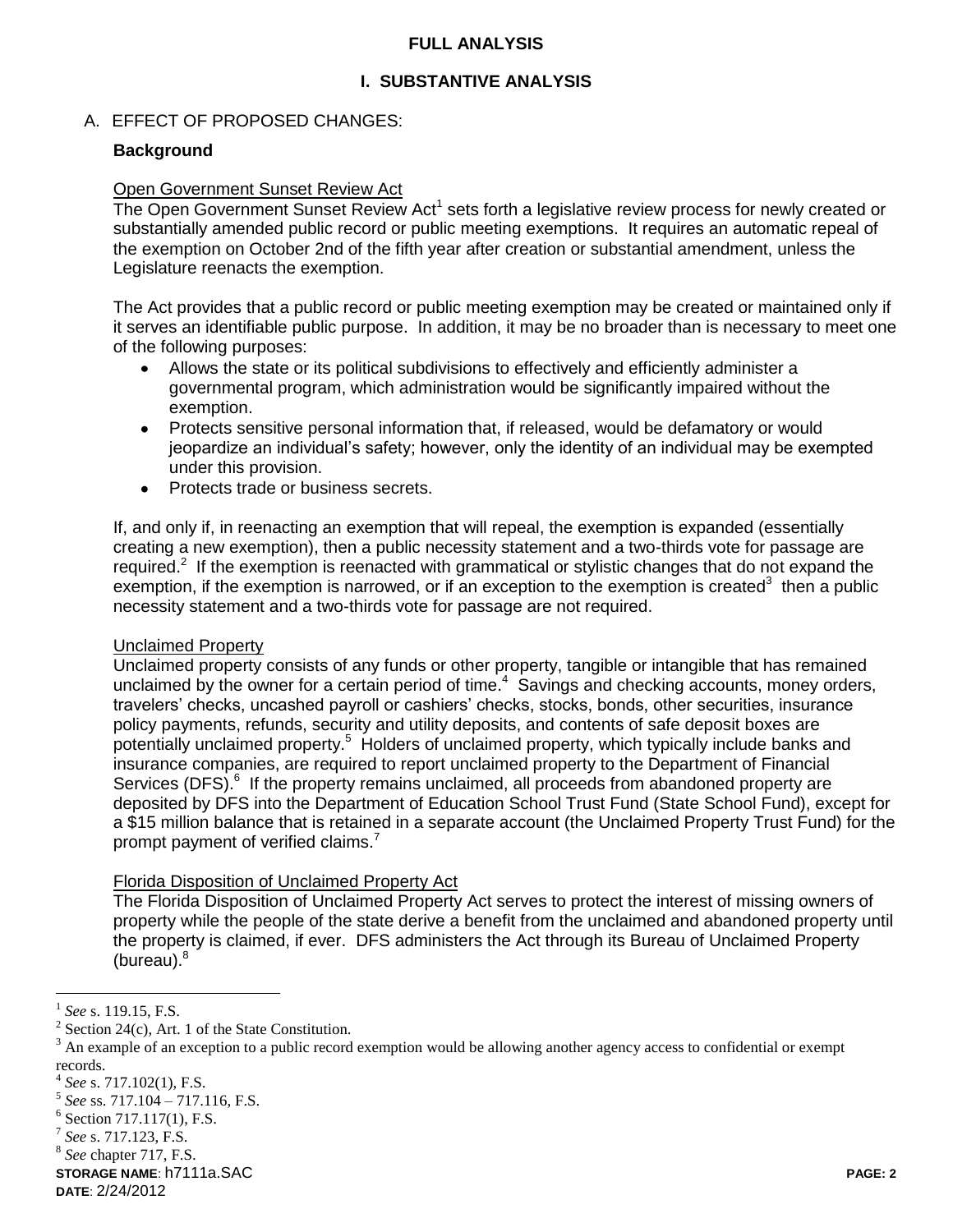## FULL ANALYSIS

### I. SUBSTANTIVE ANALYSIS

A. EFFECT OF PROPOSED CHANGES:

**Background**

Open Government Sunset Review Act

The Open Government Sunset Review Act[1] sets forth a legislative review process for newly created or substantially amended public record or public meeting exemptions. It requires an automatic repeal of the exemption on October 2nd of the fifth year after creation or substantial amendment, unless the Legislature reenacts the exemption.

The Act provides that a public record or public meeting exemption may be created or maintained only if it serves an identifiable public purpose. In addition, it may be no broader than is necessary to meet one of the following purposes:

- Allows the state or its political subdivisions to effectively and efficiently administer a governmental program, which administration would be significantly impaired without the exemption.
- Protects sensitive personal information that, if released, would be defamatory or would jeopardize an individual's safety; however, only the identity of an individual may be exempted under this provision.
- Protects trade or business secrets.

If, and only if, in reenacting an exemption that will repeal, the exemption is expanded (essentially creating a new exemption), then a public necessity statement and a two-thirds vote for passage are required.[2] If the exemption is reenacted with grammatical or stylistic changes that do not expand the exemption, if the exemption is narrowed, or if an exception to the exemption is created[3] then a public necessity statement and a two-thirds vote for passage are not required.

Unclaimed Property

Unclaimed property consists of any funds or other property, tangible or intangible that has remained unclaimed by the owner for a certain period of time.[4] Savings and checking accounts, money orders, travelers' checks, uncashed payroll or cashiers' checks, stocks, bonds, other securities, insurance policy payments, refunds, security and utility deposits, and contents of safe deposit boxes are potentially unclaimed property.[5] Holders of unclaimed property, which typically include banks and insurance companies, are required to report unclaimed property to the Department of Financial Services (DFS).[6] If the property remains unclaimed, all proceeds from abandoned property are deposited by DFS into the Department of Education School Trust Fund (State School Fund), except for a $15 million balance that is retained in a separate account (the Unclaimed Property Trust Fund) for the prompt payment of verified claims.[7]

Florida Disposition of Unclaimed Property Act

The Florida Disposition of Unclaimed Property Act serves to protect the interest of missing owners of property while the people of the state derive a benefit from the unclaimed and abandoned property until the property is claimed, if ever. DFS administers the Act through its Bureau of Unclaimed Property (bureau).[8]

---

[1] *See* s. 119.15, F.S.

[2] Section 24(c), Art. 1 of the State Constitution.

[3] An example of an exception to a public record exemption would be allowing another agency access to confidential or exempt records.

[4] *See* s. 717.102(1), F.S.

[5] *See* ss. 717.104 – 717.116, F.S.

[6] Section 717.117(1), F.S.

[7] *See* s. 717.123, F.S.

[8] *See* chapter 717, F.S.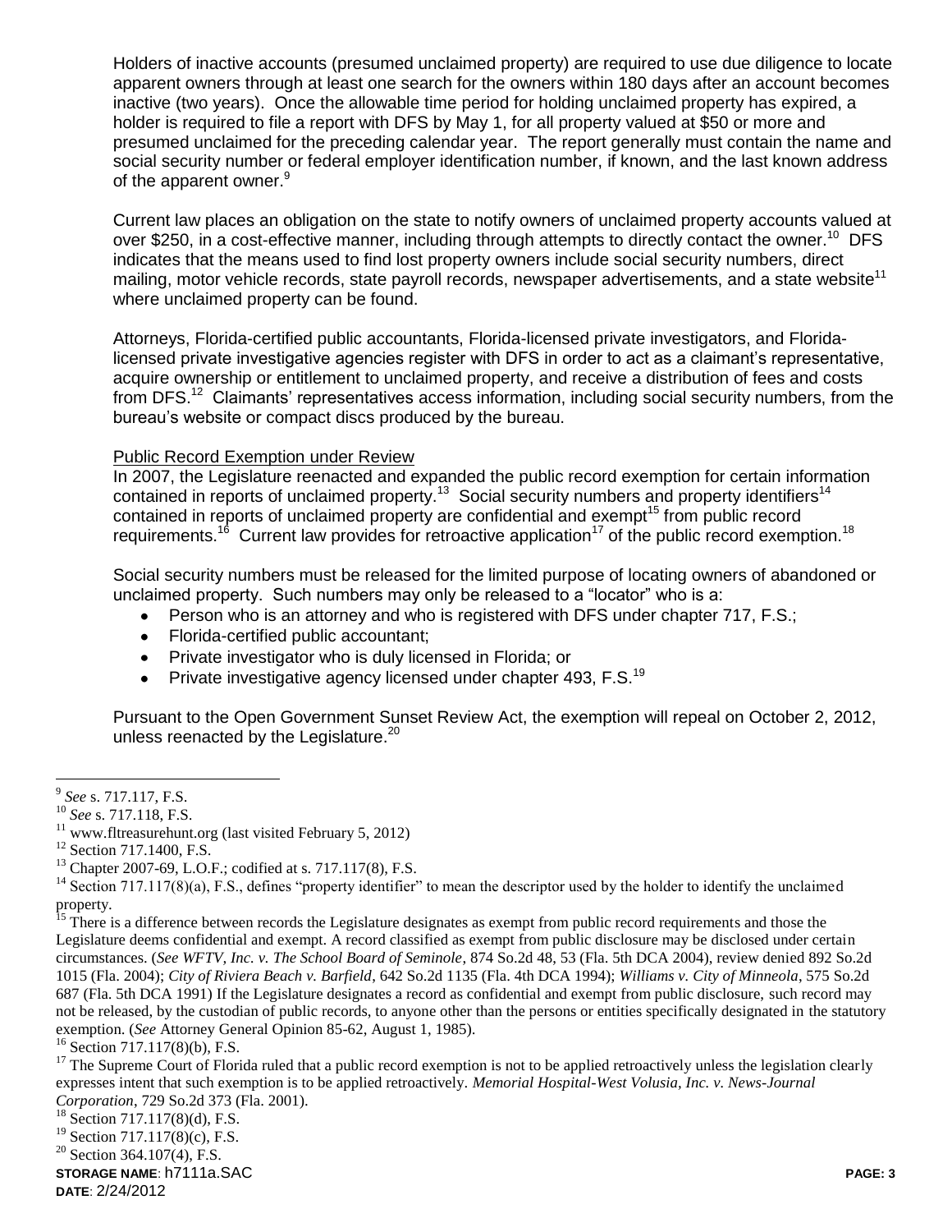Holders of inactive accounts (presumed unclaimed property) are required to use due diligence to locate apparent owners through at least one search for the owners within 180 days after an account becomes inactive (two years). Once the allowable time period for holding unclaimed property has expired, a holder is required to file a report with DFS by May 1, for all property valued at $50 or more and presumed unclaimed for the preceding calendar year. The report generally must contain the name and social security number or federal employer identification number, if known, and the last known address of the apparent owner.[9]

Current law places an obligation on the state to notify owners of unclaimed property accounts valued at over $250, in a cost-effective manner, including through attempts to directly contact the owner.[10] DFS indicates that the means used to find lost property owners include social security numbers, direct mailing, motor vehicle records, state payroll records, newspaper advertisements, and a state website[11] where unclaimed property can be found.

Attorneys, Florida-certified public accountants, Florida-licensed private investigators, and Florida-licensed private investigative agencies register with DFS in order to act as a claimant's representative, acquire ownership or entitlement to unclaimed property, and receive a distribution of fees and costs from DFS.[12] Claimants' representatives access information, including social security numbers, from the bureau's website or compact discs produced by the bureau.

Public Record Exemption under Review

In 2007, the Legislature reenacted and expanded the public record exemption for certain information contained in reports of unclaimed property.[13] Social security numbers and property identifiers[14] contained in reports of unclaimed property are confidential and exempt[15] from public record requirements.[16] Current law provides for retroactive application[17] of the public record exemption.[18]

Social security numbers must be released for the limited purpose of locating owners of abandoned or unclaimed property. Such numbers may only be released to a "locator" who is a:

- Person who is an attorney and who is registered with DFS under chapter 717, F.S.;
- Florida-certified public accountant;
- Private investigator who is duly licensed in Florida; or
- Private investigative agency licensed under chapter 493, F.S.[19]

Pursuant to the Open Government Sunset Review Act, the exemption will repeal on October 2, 2012, unless reenacted by the Legislature.[20]

---

[9] *See* s. 717.117, F.S.

[10] *See* s. 717.118, F.S.

[11] www.fltreasurehunt.org (last visited February 5, 2012)

[12] Section 717.1400, F.S.

[13] Chapter 2007-69, L.O.F.; codified at s. 717.117(8), F.S.

[14] Section 717.117(8)(a), F.S., defines "property identifier" to mean the descriptor used by the holder to identify the unclaimed property.

[15] There is a difference between records the Legislature designates as exempt from public record requirements and those the Legislature deems confidential and exempt. A record classified as exempt from public disclosure may be disclosed under certain circumstances. (*See WFTV, Inc. v. The School Board of Seminole*, 874 So.2d 48, 53 (Fla. 5th DCA 2004), review denied 892 So.2d 1015 (Fla. 2004); *City of Riviera Beach v. Barfield*, 642 So.2d 1135 (Fla. 4th DCA 1994); *Williams v. City of Minneola*, 575 So.2d 687 (Fla. 5th DCA 1991) If the Legislature designates a record as confidential and exempt from public disclosure, such record may not be released, by the custodian of public records, to anyone other than the persons or entities specifically designated in the statutory exemption. (*See* Attorney General Opinion 85-62, August 1, 1985).

[16] Section 717.117(8)(b), F.S.

[17] The Supreme Court of Florida ruled that a public record exemption is not to be applied retroactively unless the legislation clearly expresses intent that such exemption is to be applied retroactively. *Memorial Hospital-West Volusia, Inc. v. News-Journal Corporation*, 729 So.2d 373 (Fla. 2001).

[18] Section 717.117(8)(d), F.S.

[19] Section 717.117(8)(c), F.S.

[20] Section 364.107(4), F.S.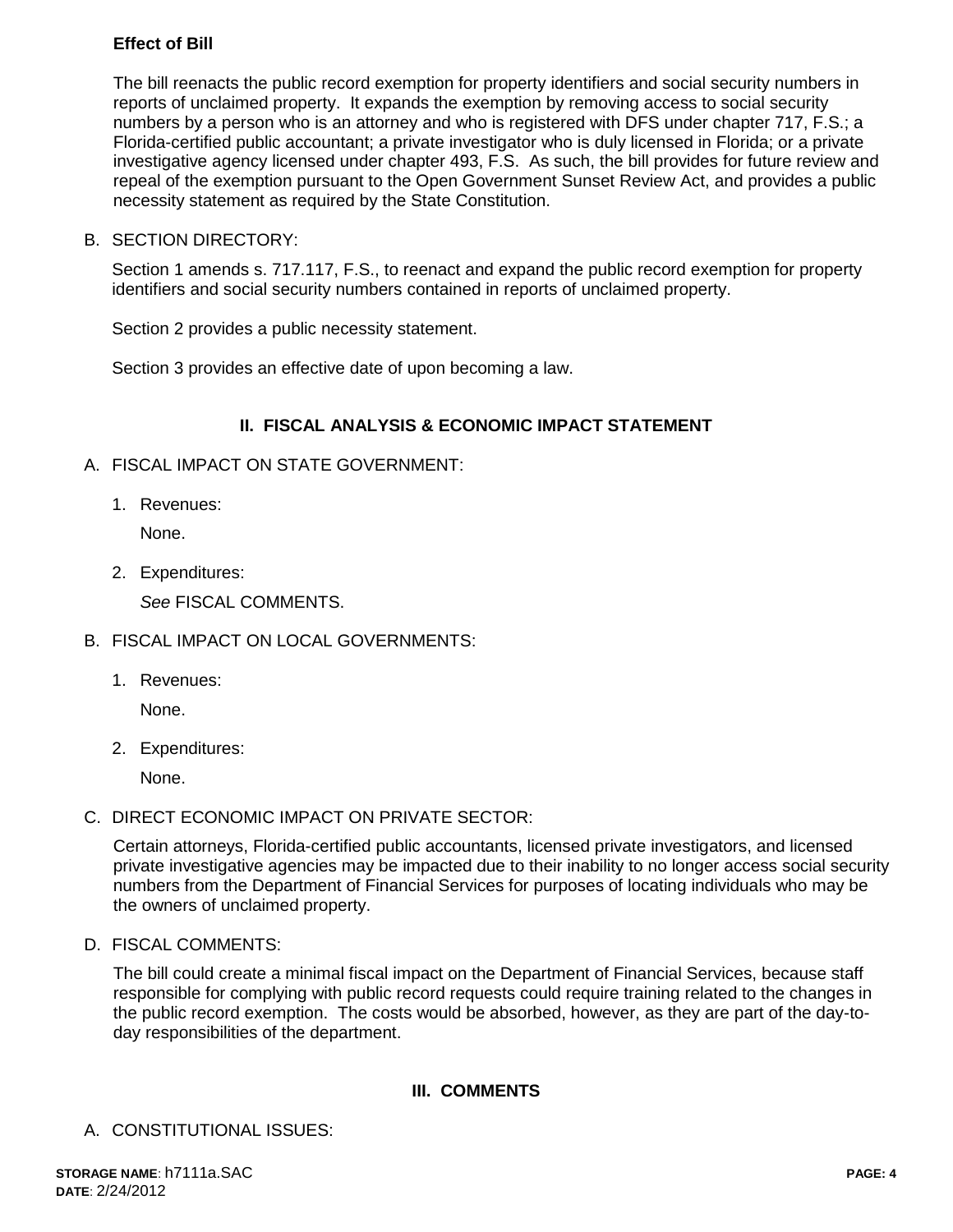**Effect of Bill**

The bill reenacts the public record exemption for property identifiers and social security numbers in reports of unclaimed property. It expands the exemption by removing access to social security numbers by a person who is an attorney and who is registered with DFS under chapter 717, F.S.; a Florida-certified public accountant; a private investigator who is duly licensed in Florida; or a private investigative agency licensed under chapter 493, F.S. As such, the bill provides for future review and repeal of the exemption pursuant to the Open Government Sunset Review Act, and provides a public necessity statement as required by the State Constitution.

B. SECTION DIRECTORY:

Section 1 amends s. 717.117, F.S., to reenact and expand the public record exemption for property identifiers and social security numbers contained in reports of unclaimed property.

Section 2 provides a public necessity statement.

Section 3 provides an effective date of upon becoming a law.

## II. FISCAL ANALYSIS & ECONOMIC IMPACT STATEMENT

A. FISCAL IMPACT ON STATE GOVERNMENT:

1. Revenues:

   None.

2. Expenditures:

   *See* FISCAL COMMENTS.

B. FISCAL IMPACT ON LOCAL GOVERNMENTS:

1. Revenues:

   None.

2. Expenditures:

   None.

C. DIRECT ECONOMIC IMPACT ON PRIVATE SECTOR:

Certain attorneys, Florida-certified public accountants, licensed private investigators, and licensed private investigative agencies may be impacted due to their inability to no longer access social security numbers from the Department of Financial Services for purposes of locating individuals who may be the owners of unclaimed property.

D. FISCAL COMMENTS:

The bill could create a minimal fiscal impact on the Department of Financial Services, because staff responsible for complying with public record requests could require training related to the changes in the public record exemption. The costs would be absorbed, however, as they are part of the day-to-day responsibilities of the department.

## III. COMMENTS

A. CONSTITUTIONAL ISSUES: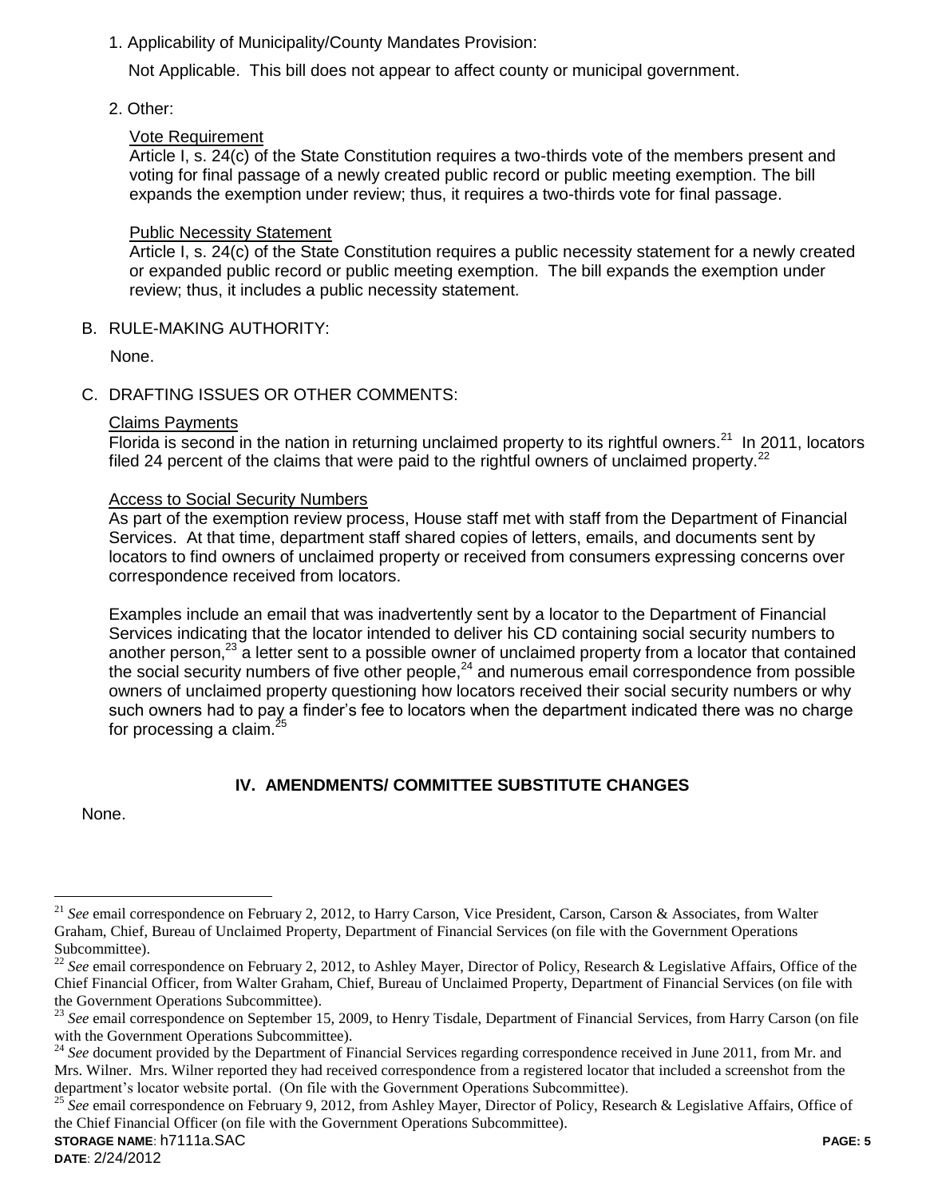1. Applicability of Municipality/County Mandates Provision:

   Not Applicable. This bill does not appear to affect county or municipal government.

2. Other:

   Vote Requirement

   Article I, s. 24(c) of the State Constitution requires a two-thirds vote of the members present and voting for final passage of a newly created public record or public meeting exemption. The bill expands the exemption under review; thus, it requires a two-thirds vote for final passage.

   Public Necessity Statement

   Article I, s. 24(c) of the State Constitution requires a public necessity statement for a newly created or expanded public record or public meeting exemption. The bill expands the exemption under review; thus, it includes a public necessity statement.

B. RULE-MAKING AUTHORITY:

   None.

C. DRAFTING ISSUES OR OTHER COMMENTS:

   Claims Payments

   Florida is second in the nation in returning unclaimed property to its rightful owners.[21] In 2011, locators filed 24 percent of the claims that were paid to the rightful owners of unclaimed property.[22]

   Access to Social Security Numbers

   As part of the exemption review process, House staff met with staff from the Department of Financial Services. At that time, department staff shared copies of letters, emails, and documents sent by locators to find owners of unclaimed property or received from consumers expressing concerns over correspondence received from locators.

   Examples include an email that was inadvertently sent by a locator to the Department of Financial Services indicating that the locator intended to deliver his CD containing social security numbers to another person,[23] a letter sent to a possible owner of unclaimed property from a locator that contained the social security numbers of five other people,[24] and numerous email correspondence from possible owners of unclaimed property questioning how locators received their social security numbers or why such owners had to pay a finder's fee to locators when the department indicated there was no charge for processing a claim.[25]

## IV. AMENDMENTS/ COMMITTEE SUBSTITUTE CHANGES

None.

---

[21] *See* email correspondence on February 2, 2012, to Harry Carson, Vice President, Carson, Carson & Associates, from Walter Graham, Chief, Bureau of Unclaimed Property, Department of Financial Services (on file with the Government Operations Subcommittee).

[22] *See* email correspondence on February 2, 2012, to Ashley Mayer, Director of Policy, Research & Legislative Affairs, Office of the Chief Financial Officer, from Walter Graham, Chief, Bureau of Unclaimed Property, Department of Financial Services (on file with the Government Operations Subcommittee).

[23] *See* email correspondence on September 15, 2009, to Henry Tisdale, Department of Financial Services, from Harry Carson (on file with the Government Operations Subcommittee).

[24] *See* document provided by the Department of Financial Services regarding correspondence received in June 2011, from Mr. and Mrs. Wilner. Mrs. Wilner reported they had received correspondence from a registered locator that included a screenshot from the department's locator website portal. (On file with the Government Operations Subcommittee).

[25] *See* email correspondence on February 9, 2012, from Ashley Mayer, Director of Policy, Research & Legislative Affairs, Office of the Chief Financial Officer (on file with the Government Operations Subcommittee).